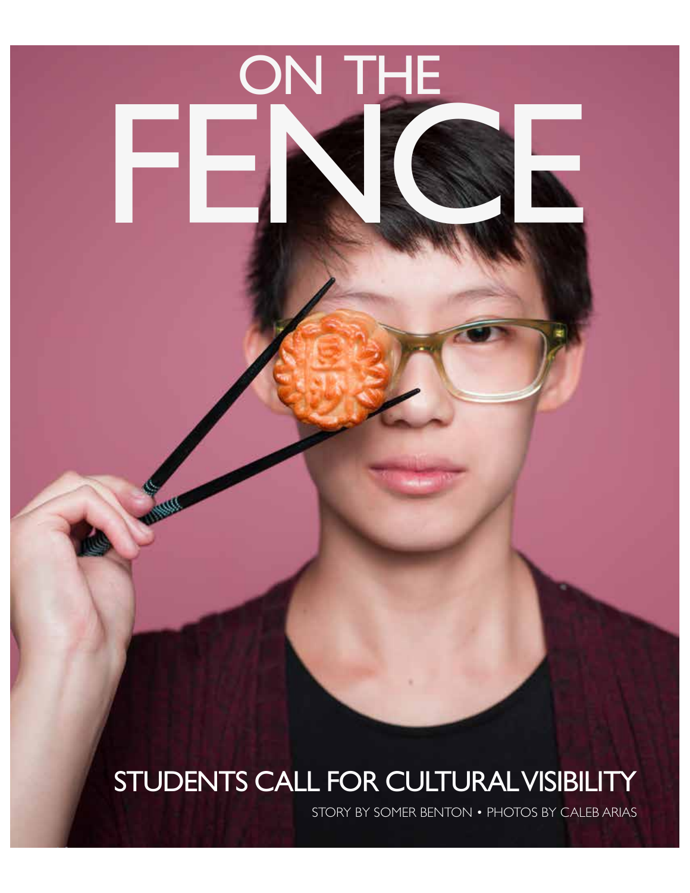# ON THE FENCE

## STUDENTS CALL FOR CULTURAL VISIBILITY

STORY BY SOMER BENTON • PHOTOS BY CALEB ARIAS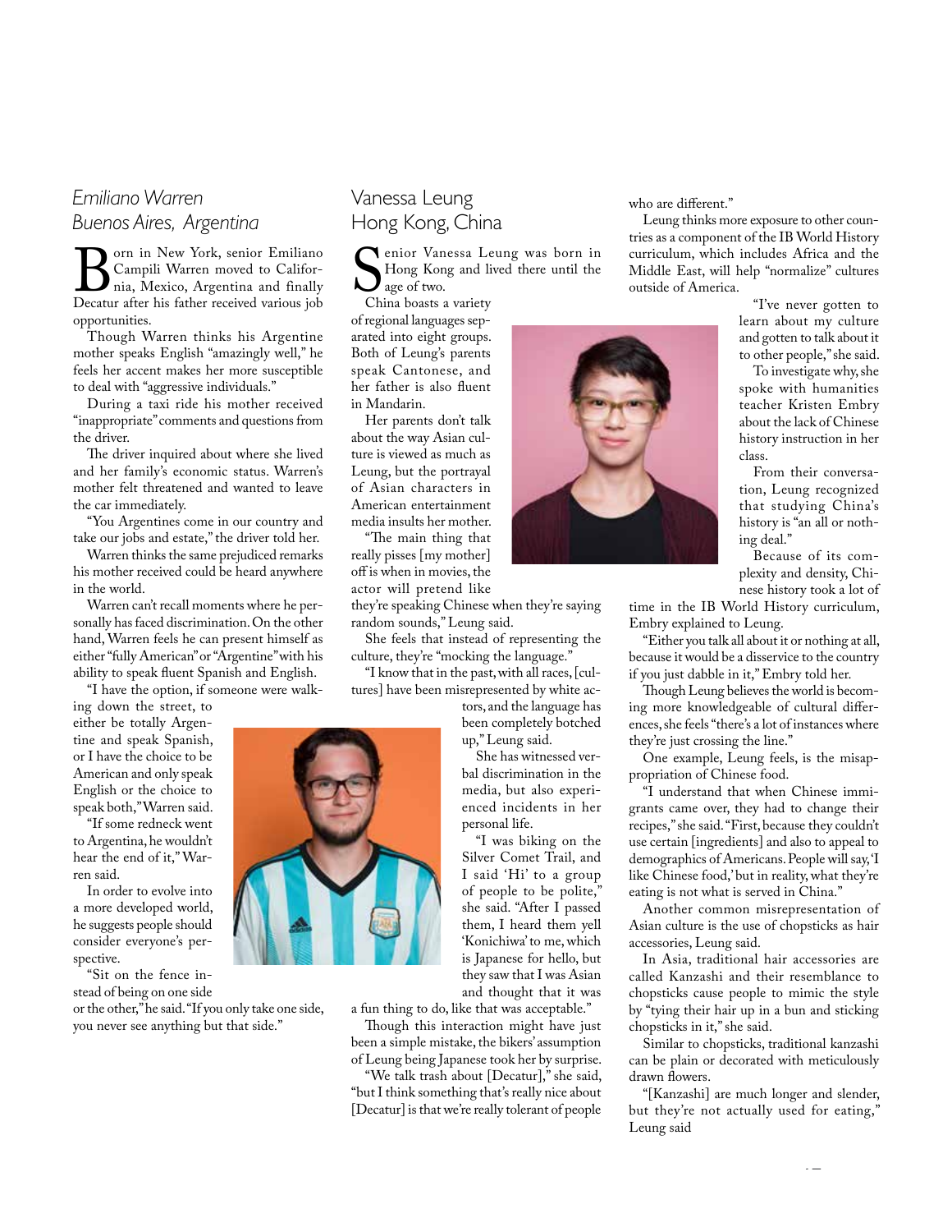## *Emiliano Warren*
## *Buenos Aires, Argentina*

Born in New York, senior Emiliano Campili Warren moved to California, Mexico, Argentina and finally Decatur after his father received various job opportunities.

Though Warren thinks his Argentine mother speaks English "amazingly well," he feels her accent makes her more susceptible to deal with "aggressive individuals."

During a taxi ride his mother received "inappropriate" comments and questions from the driver.

The driver inquired about where she lived and her family's economic status. Warren's mother felt threatened and wanted to leave the car immediately.

"You Argentines come in our country and take our jobs and estate," the driver told her.

Warren thinks the same prejudiced remarks his mother received could be heard anywhere in the world.

Warren can't recall moments where he personally has faced discrimination. On the other hand, Warren feels he can present himself as either "fully American" or "Argentine" with his ability to speak fluent Spanish and English.

"I have the option, if someone were walking down the street, to either be totally Argentine and speak Spanish, or I have the choice to be American and only speak English or the choice to speak both," Warren said.

"If some redneck went to Argentina, he wouldn't hear the end of it," Warren said.

In order to evolve into a more developed world, he suggests people should consider everyone's perspective.

"Sit on the fence instead of being on one side or the other," he said. "If you only take one side, you never see anything but that side."

## Vanessa Leung
## Hong Kong, China

Senior Vanessa Leung was born in Hong Kong and lived there until the age of two.

China boasts a variety of regional languages separated into eight groups. Both of Leung's parents speak Cantonese, and her father is also fluent in Mandarin.

Her parents don't talk about the way Asian culture is viewed as much as Leung, but the portrayal of Asian characters in American entertainment media insults her mother.

"The main thing that really pisses [my mother] off is when in movies, the actor will pretend like they're speaking Chinese when they're saying random sounds," Leung said.

She feels that instead of representing the culture, they're "mocking the language."

"I know that in the past, with all races, [cultures] have been misrepresented by white actors, and the language has been completely botched up," Leung said.

She has witnessed verbal discrimination in the media, but also experienced incidents in her personal life.

"I was biking on the Silver Comet Trail, and I said 'Hi' to a group of people to be polite," she said. "After I passed them, I heard them yell 'Konichiwa' to me, which is Japanese for hello, but they saw that I was Asian and thought that it was a fun thing to do, like that was acceptable."

Though this interaction might have just been a simple mistake, the bikers' assumption of Leung being Japanese took her by surprise.

"We talk trash about [Decatur]," she said, "but I think something that's really nice about [Decatur] is that we're really tolerant of people who are different."

Leung thinks more exposure to other countries as a component of the IB World History curriculum, which includes Africa and the Middle East, will help "normalize" cultures outside of America.

"I've never gotten to learn about my culture and gotten to talk about it to other people," she said.

To investigate why, she spoke with humanities teacher Kristen Embry about the lack of Chinese history instruction in her class.

From their conversation, Leung recognized that studying China's history is "an all or nothing deal."

Because of its complexity and density, Chinese history took a lot of time in the IB World History curriculum, Embry explained to Leung.

"Either you talk all about it or nothing at all, because it would be a disservice to the country if you just dabble in it," Embry told her.

Though Leung believes the world is becoming more knowledgeable of cultural differences, she feels "there's a lot of instances where they're just crossing the line."

One example, Leung feels, is the misappropriation of Chinese food.

"I understand that when Chinese immigrants came over, they had to change their recipes," she said. "First, because they couldn't use certain [ingredients] and also to appeal to demographics of Americans. People will say, 'I like Chinese food,' but in reality, what they're eating is not what is served in China."

Another common misrepresentation of Asian culture is the use of chopsticks as hair accessories, Leung said.

In Asia, traditional hair accessories are called Kanzashi and their resemblance to chopsticks cause people to mimic the style by "tying their hair up in a bun and sticking chopsticks in it," she said.

Similar to chopsticks, traditional kanzashi can be plain or decorated with meticulously drawn flowers.

"[Kanzashi] are much longer and slender, but they're not actually used for eating," Leung said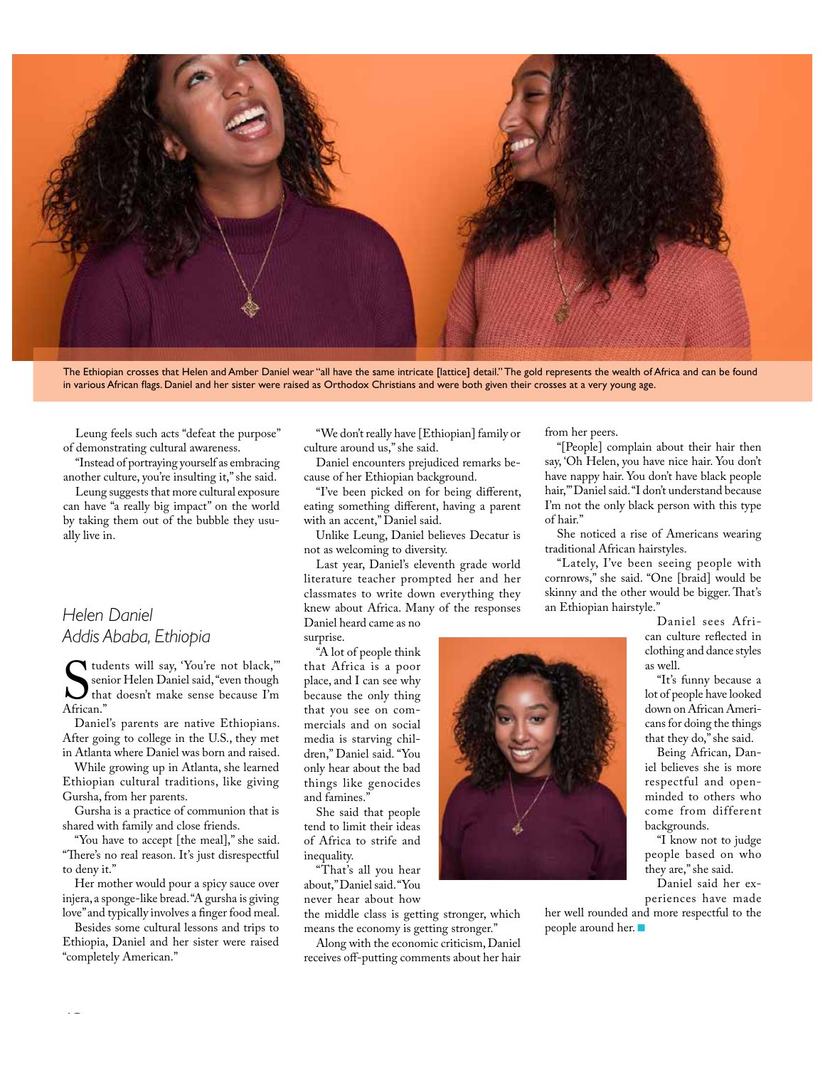The Ethiopian crosses that Helen and Amber Daniel wear "all have the same intricate [lattice] detail." The gold represents the wealth of Africa and can be found in various African flags. Daniel and her sister were raised as Orthodox Christians and were both given their crosses at a very young age.

Leung feels such acts "defeat the purpose" of demonstrating cultural awareness.

"Instead of portraying yourself as embracing another culture, you're insulting it," she said.

Leung suggests that more cultural exposure can have "a really big impact" on the world by taking them out of the bubble they usually live in.

## *Helen Daniel*
## *Addis Ababa, Ethiopia*

Students will say, 'You're not black,'" senior Helen Daniel said, "even though that doesn't make sense because I'm African."

Daniel's parents are native Ethiopians. After going to college in the U.S., they met in Atlanta where Daniel was born and raised.

While growing up in Atlanta, she learned Ethiopian cultural traditions, like giving Gursha, from her parents.

Gursha is a practice of communion that is shared with family and close friends.

"You have to accept [the meal]," she said. "There's no real reason. It's just disrespectful to deny it."

Her mother would pour a spicy sauce over injera, a sponge-like bread. "A gursha is giving love" and typically involves a finger food meal.

Besides some cultural lessons and trips to Ethiopia, Daniel and her sister were raised "completely American."

"We don't really have [Ethiopian] family or culture around us," she said.

Daniel encounters prejudiced remarks because of her Ethiopian background.

"I've been picked on for being different, eating something different, having a parent with an accent," Daniel said.

Unlike Leung, Daniel believes Decatur is not as welcoming to diversity.

Last year, Daniel's eleventh grade world literature teacher prompted her and her classmates to write down everything they knew about Africa. Many of the responses Daniel heard came as no surprise.

"A lot of people think that Africa is a poor place, and I can see why because the only thing that you see on commercials and on social media is starving children," Daniel said. "You only hear about the bad things like genocides and famines."

She said that people tend to limit their ideas of Africa to strife and inequality.

"That's all you hear about," Daniel said. "You never hear about how the middle class is getting stronger, which means the economy is getting stronger."

Along with the economic criticism, Daniel receives off-putting comments about her hair from her peers.

"[People] complain about their hair then say, 'Oh Helen, you have nice hair. You don't have nappy hair. You don't have black people hair,'" Daniel said. "I don't understand because I'm not the only black person with this type of hair."

She noticed a rise of Americans wearing traditional African hairstyles.

"Lately, I've been seeing people with cornrows," she said. "One [braid] would be skinny and the other would be bigger. That's an Ethiopian hairstyle."

Daniel sees African culture reflected in clothing and dance styles as well.

"It's funny because a lot of people have looked down on African Americans for doing the things that they do," she said.

Being African, Daniel believes she is more respectful and open-minded to others who come from different backgrounds.

"I know not to judge people based on who they are," she said.

Daniel said her experiences have made her well rounded and more respectful to the people around her. ■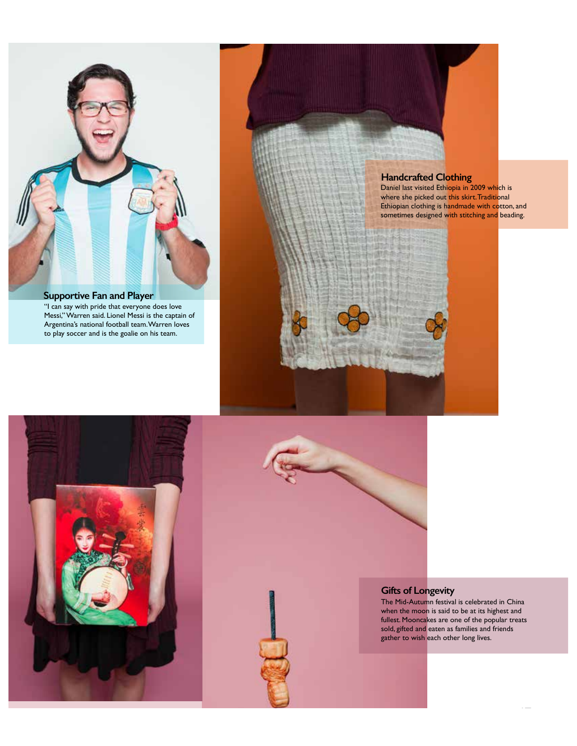## Supportive Fan and Player

"I can say with pride that everyone does love Messi," Warren said. Lionel Messi is the captain of Argentina's national football team. Warren loves to play soccer and is the goalie on his team.

## Handcrafted Clothing

Daniel last visited Ethiopia in 2009 which is where she picked out this skirt. Traditional Ethiopian clothing is handmade with cotton, and sometimes designed with stitching and beading.

## Gifts of Longevity

The Mid-Autumn festival is celebrated in China when the moon is said to be at its highest and fullest. Mooncakes are one of the popular treats sold, gifted and eaten as families and friends gather to wish each other long lives.